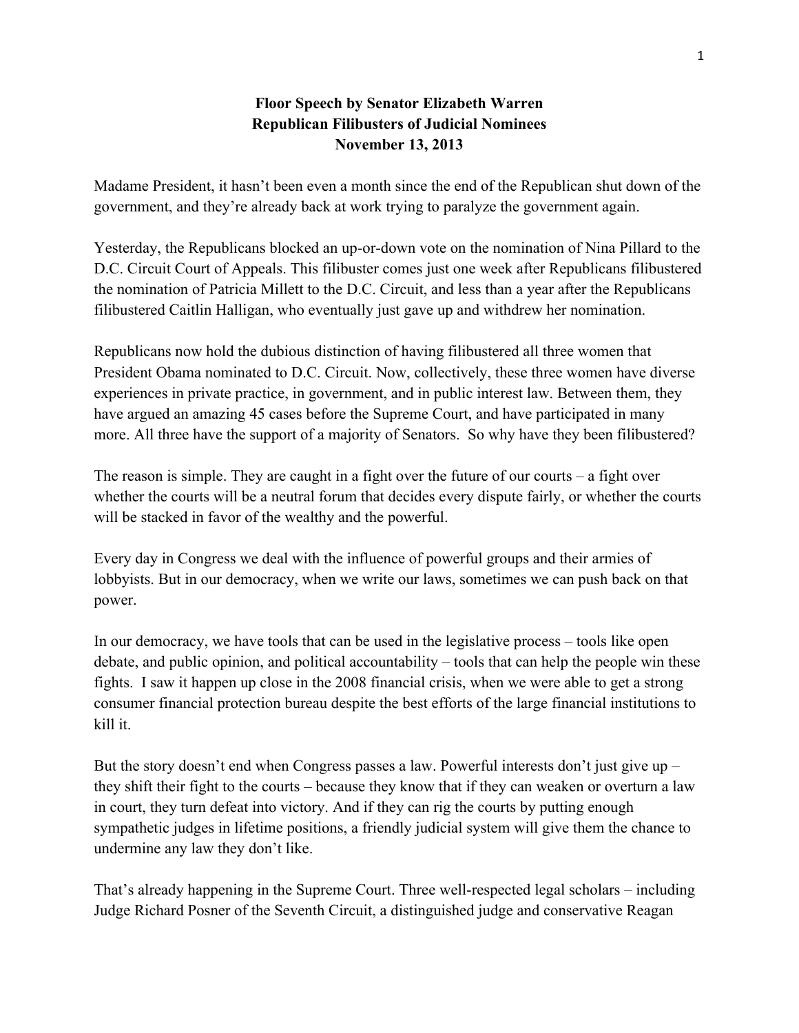**Floor Speech by Senator Elizabeth Warren**
**Republican Filibusters of Judicial Nominees**
**November 13, 2013**

Madame President, it hasn't been even a month since the end of the Republican shut down of the government, and they're already back at work trying to paralyze the government again.

Yesterday, the Republicans blocked an up-or-down vote on the nomination of Nina Pillard to the D.C. Circuit Court of Appeals. This filibuster comes just one week after Republicans filibustered the nomination of Patricia Millett to the D.C. Circuit, and less than a year after the Republicans filibustered Caitlin Halligan, who eventually just gave up and withdrew her nomination.

Republicans now hold the dubious distinction of having filibustered all three women that President Obama nominated to D.C. Circuit. Now, collectively, these three women have diverse experiences in private practice, in government, and in public interest law. Between them, they have argued an amazing 45 cases before the Supreme Court, and have participated in many more. All three have the support of a majority of Senators. So why have they been filibustered?

The reason is simple. They are caught in a fight over the future of our courts – a fight over whether the courts will be a neutral forum that decides every dispute fairly, or whether the courts will be stacked in favor of the wealthy and the powerful.

Every day in Congress we deal with the influence of powerful groups and their armies of lobbyists. But in our democracy, when we write our laws, sometimes we can push back on that power.

In our democracy, we have tools that can be used in the legislative process – tools like open debate, and public opinion, and political accountability – tools that can help the people win these fights. I saw it happen up close in the 2008 financial crisis, when we were able to get a strong consumer financial protection bureau despite the best efforts of the large financial institutions to kill it.

But the story doesn't end when Congress passes a law. Powerful interests don't just give up – they shift their fight to the courts – because they know that if they can weaken or overturn a law in court, they turn defeat into victory. And if they can rig the courts by putting enough sympathetic judges in lifetime positions, a friendly judicial system will give them the chance to undermine any law they don't like.

That's already happening in the Supreme Court. Three well-respected legal scholars – including Judge Richard Posner of the Seventh Circuit, a distinguished judge and conservative Reagan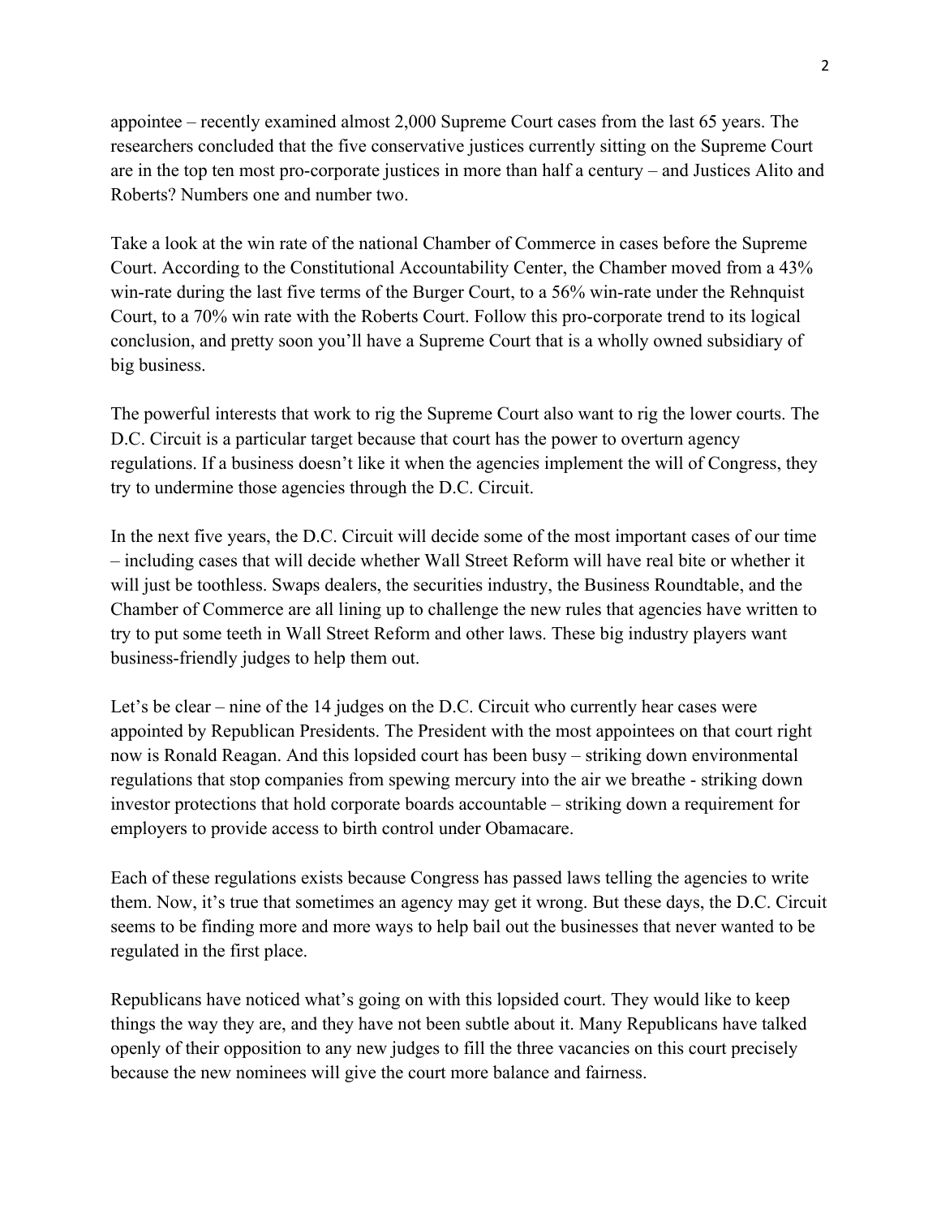appointee – recently examined almost 2,000 Supreme Court cases from the last 65 years. The researchers concluded that the five conservative justices currently sitting on the Supreme Court are in the top ten most pro-corporate justices in more than half a century – and Justices Alito and Roberts? Numbers one and number two.

Take a look at the win rate of the national Chamber of Commerce in cases before the Supreme Court. According to the Constitutional Accountability Center, the Chamber moved from a 43% win-rate during the last five terms of the Burger Court, to a 56% win-rate under the Rehnquist Court, to a 70% win rate with the Roberts Court. Follow this pro-corporate trend to its logical conclusion, and pretty soon you'll have a Supreme Court that is a wholly owned subsidiary of big business.

The powerful interests that work to rig the Supreme Court also want to rig the lower courts. The D.C. Circuit is a particular target because that court has the power to overturn agency regulations. If a business doesn't like it when the agencies implement the will of Congress, they try to undermine those agencies through the D.C. Circuit.

In the next five years, the D.C. Circuit will decide some of the most important cases of our time – including cases that will decide whether Wall Street Reform will have real bite or whether it will just be toothless. Swaps dealers, the securities industry, the Business Roundtable, and the Chamber of Commerce are all lining up to challenge the new rules that agencies have written to try to put some teeth in Wall Street Reform and other laws. These big industry players want business-friendly judges to help them out.

Let's be clear – nine of the 14 judges on the D.C. Circuit who currently hear cases were appointed by Republican Presidents. The President with the most appointees on that court right now is Ronald Reagan. And this lopsided court has been busy – striking down environmental regulations that stop companies from spewing mercury into the air we breathe - striking down investor protections that hold corporate boards accountable – striking down a requirement for employers to provide access to birth control under Obamacare.

Each of these regulations exists because Congress has passed laws telling the agencies to write them. Now, it's true that sometimes an agency may get it wrong. But these days, the D.C. Circuit seems to be finding more and more ways to help bail out the businesses that never wanted to be regulated in the first place.

Republicans have noticed what's going on with this lopsided court. They would like to keep things the way they are, and they have not been subtle about it. Many Republicans have talked openly of their opposition to any new judges to fill the three vacancies on this court precisely because the new nominees will give the court more balance and fairness.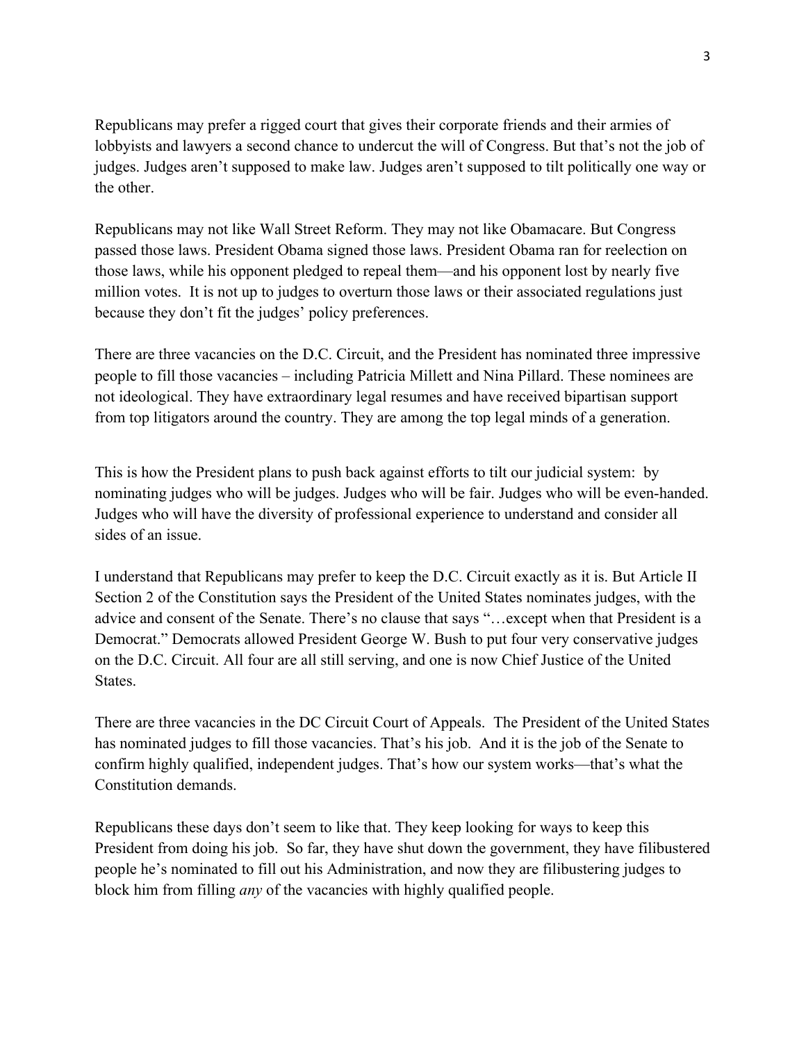Republicans may prefer a rigged court that gives their corporate friends and their armies of lobbyists and lawyers a second chance to undercut the will of Congress. But that's not the job of judges. Judges aren't supposed to make law. Judges aren't supposed to tilt politically one way or the other.

Republicans may not like Wall Street Reform. They may not like Obamacare. But Congress passed those laws. President Obama signed those laws. President Obama ran for reelection on those laws, while his opponent pledged to repeal them—and his opponent lost by nearly five million votes. It is not up to judges to overturn those laws or their associated regulations just because they don't fit the judges' policy preferences.

There are three vacancies on the D.C. Circuit, and the President has nominated three impressive people to fill those vacancies – including Patricia Millett and Nina Pillard. These nominees are not ideological. They have extraordinary legal resumes and have received bipartisan support from top litigators around the country. They are among the top legal minds of a generation.

This is how the President plans to push back against efforts to tilt our judicial system: by nominating judges who will be judges. Judges who will be fair. Judges who will be even-handed. Judges who will have the diversity of professional experience to understand and consider all sides of an issue.

I understand that Republicans may prefer to keep the D.C. Circuit exactly as it is. But Article II Section 2 of the Constitution says the President of the United States nominates judges, with the advice and consent of the Senate. There's no clause that says "…except when that President is a Democrat." Democrats allowed President George W. Bush to put four very conservative judges on the D.C. Circuit. All four are all still serving, and one is now Chief Justice of the United States.

There are three vacancies in the DC Circuit Court of Appeals. The President of the United States has nominated judges to fill those vacancies. That's his job. And it is the job of the Senate to confirm highly qualified, independent judges. That's how our system works—that's what the Constitution demands.

Republicans these days don't seem to like that. They keep looking for ways to keep this President from doing his job. So far, they have shut down the government, they have filibustered people he's nominated to fill out his Administration, and now they are filibustering judges to block him from filling *any* of the vacancies with highly qualified people.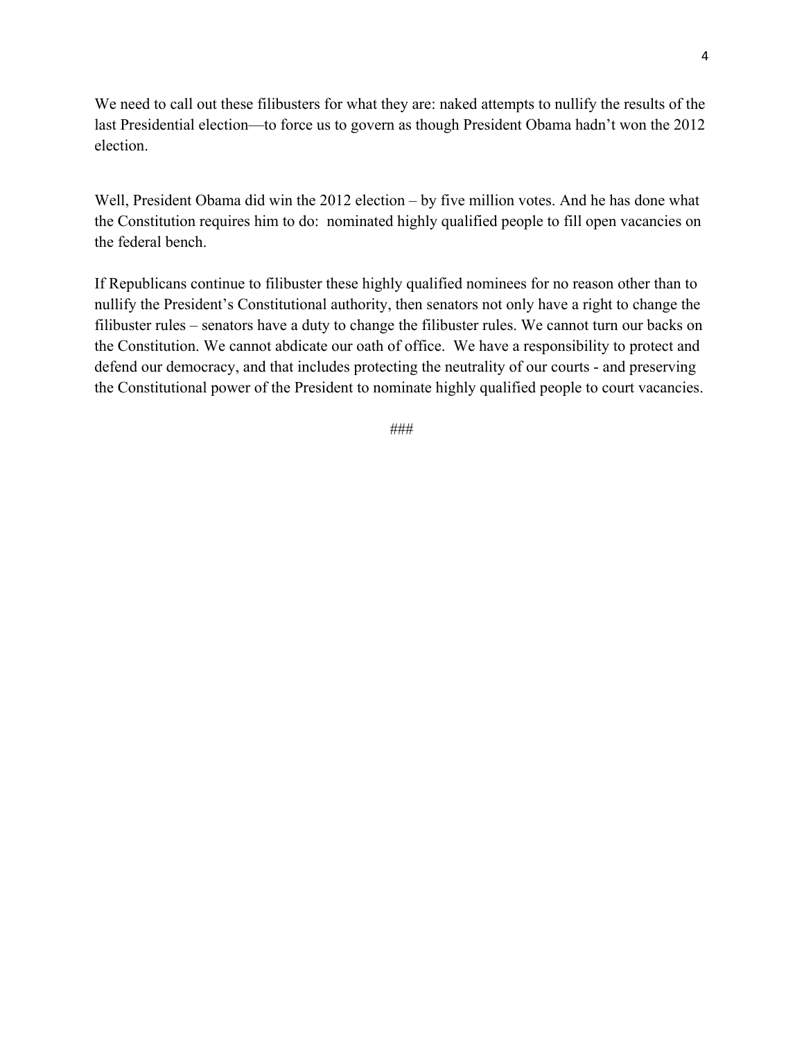We need to call out these filibusters for what they are: naked attempts to nullify the results of the last Presidential election—to force us to govern as though President Obama hadn't won the 2012 election.

Well, President Obama did win the 2012 election – by five million votes. And he has done what the Constitution requires him to do: nominated highly qualified people to fill open vacancies on the federal bench.

If Republicans continue to filibuster these highly qualified nominees for no reason other than to nullify the President's Constitutional authority, then senators not only have a right to change the filibuster rules – senators have a duty to change the filibuster rules. We cannot turn our backs on the Constitution. We cannot abdicate our oath of office. We have a responsibility to protect and defend our democracy, and that includes protecting the neutrality of our courts - and preserving the Constitutional power of the President to nominate highly qualified people to court vacancies.

###